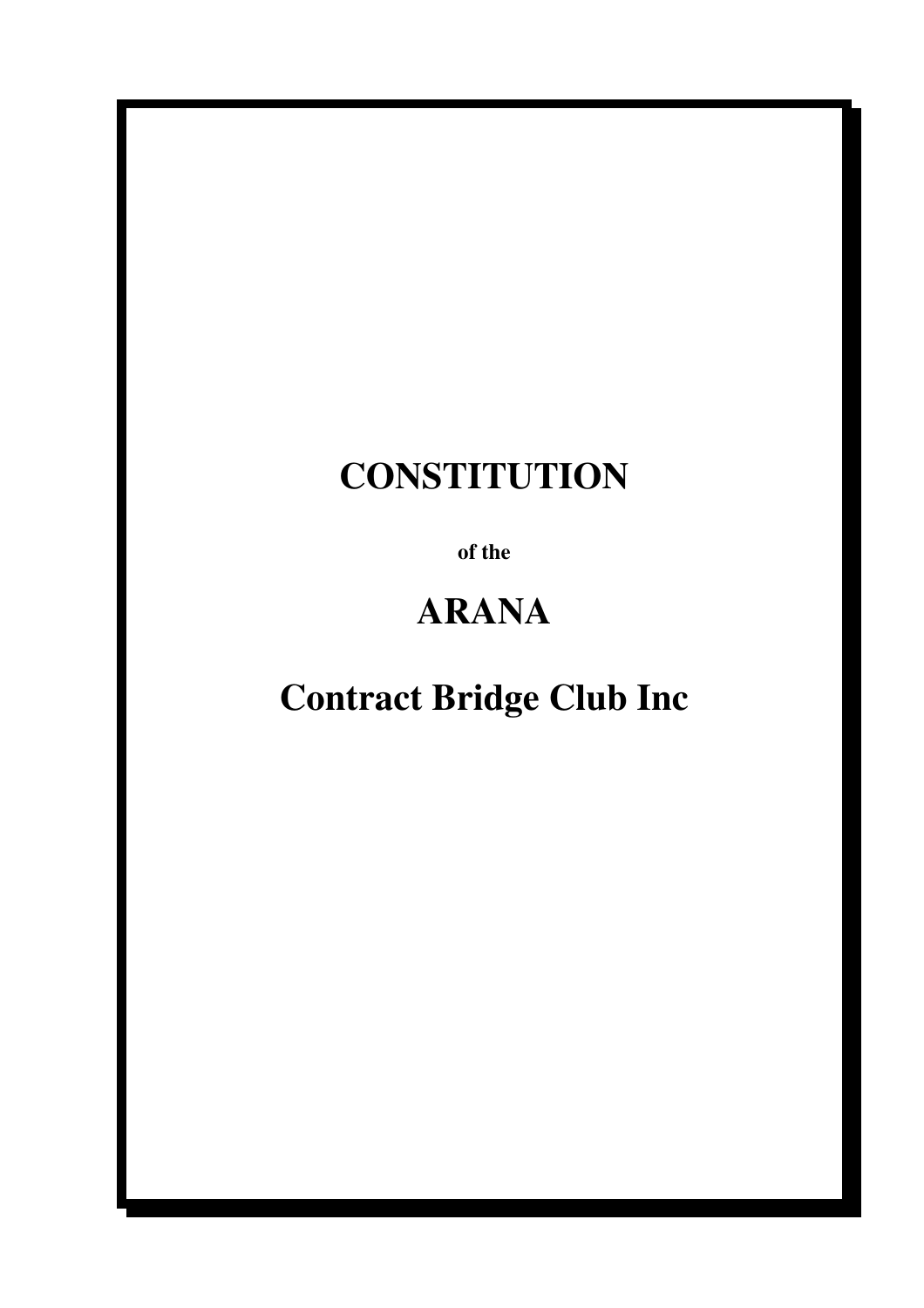# CONSTITUTION

**of the**

# ARANA

# Contract Bridge Club Inc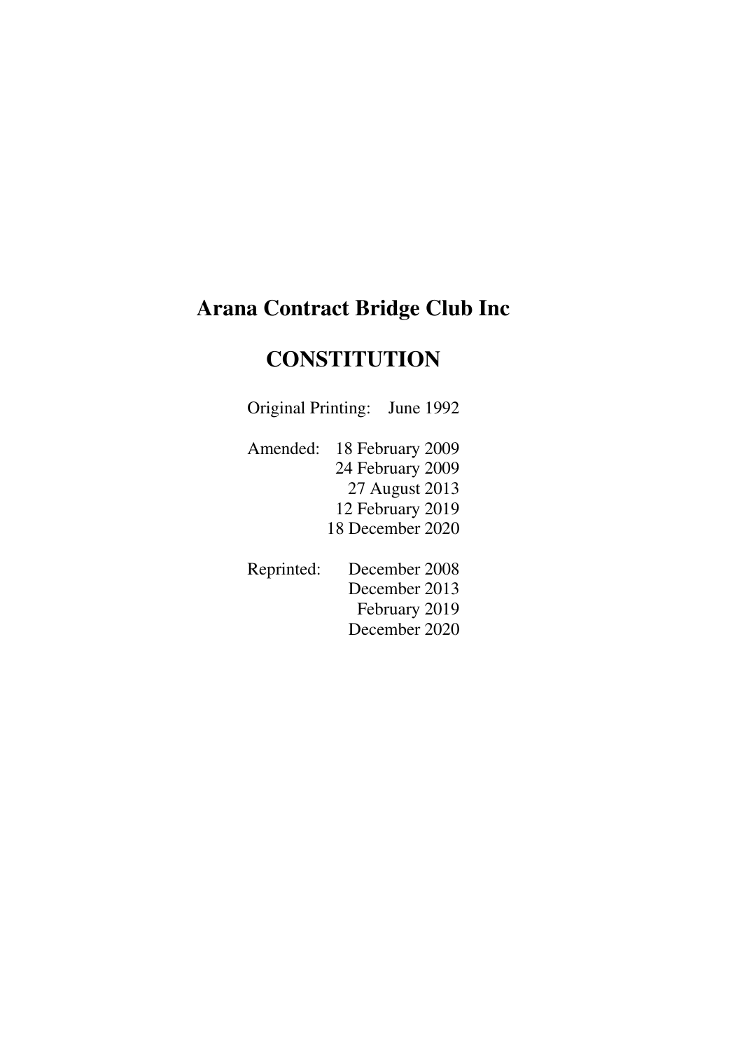# Arana Contract Bridge Club Inc

## CONSTITUTION

Original Printing: June 1992

Amended: 18 February 2009
24 February 2009
27 August 2013
12 February 2019
18 December 2020

Reprinted: December 2008
December 2013
February 2019
December 2020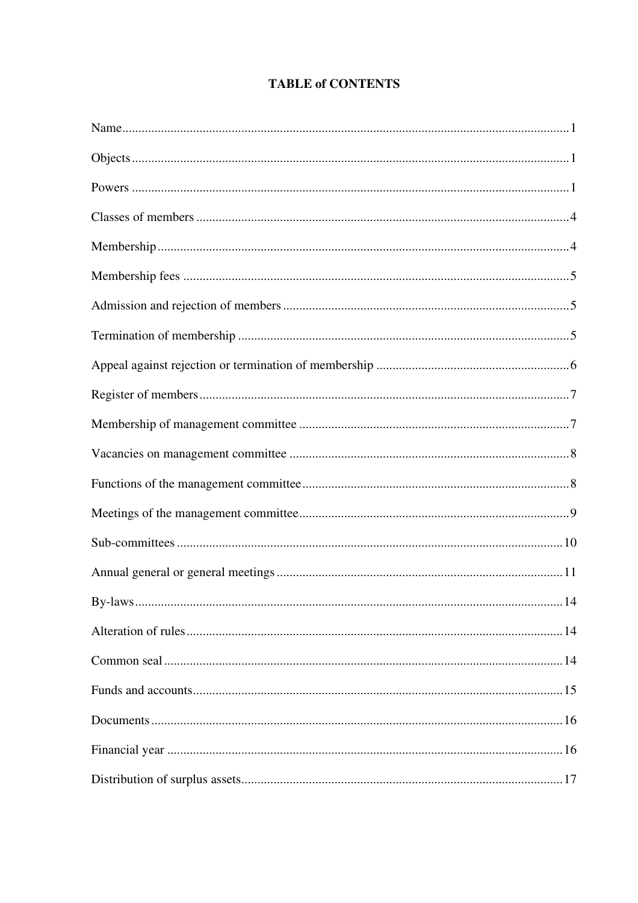**TABLE of CONTENTS**

| | |
|---|---|
| Name | 1 |
| Objects | 1 |
| Powers | 1 |
| Classes of members | 4 |
| Membership | 4 |
| Membership fees | 5 |
| Admission and rejection of members | 5 |
| Termination of membership | 5 |
| Appeal against rejection or termination of membership | 6 |
| Register of members | 7 |
| Membership of management committee | 7 |
| Vacancies on management committee | 8 |
| Functions of the management committee | 8 |
| Meetings of the management committee | 9 |
| Sub-committees | 10 |
| Annual general or general meetings | 11 |
| By-laws | 14 |
| Alteration of rules | 14 |
| Common seal | 14 |
| Funds and accounts | 15 |
| Documents | 16 |
| Financial year | 16 |
| Distribution of surplus assets | 17 |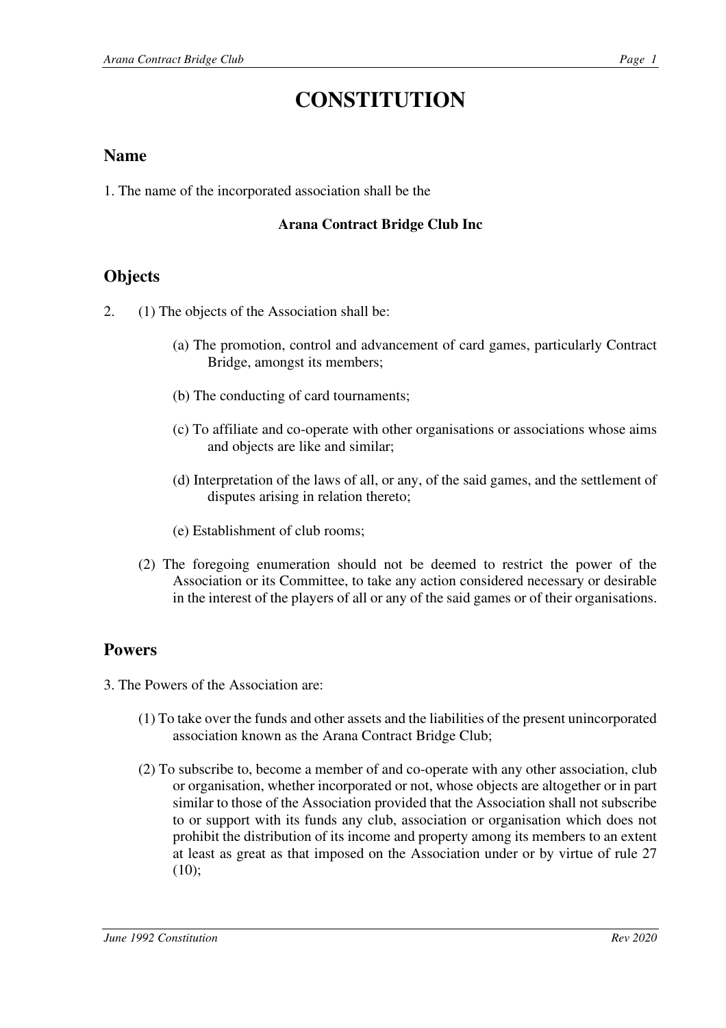# CONSTITUTION

## Name

1. The name of the incorporated association shall be the

**Arana Contract Bridge Club Inc**

## Objects

2. (1) The objects of the Association shall be:

   (a) The promotion, control and advancement of card games, particularly Contract Bridge, amongst its members;

   (b) The conducting of card tournaments;

   (c) To affiliate and co-operate with other organisations or associations whose aims and objects are like and similar;

   (d) Interpretation of the laws of all, or any, of the said games, and the settlement of disputes arising in relation thereto;

   (e) Establishment of club rooms;

   (2) The foregoing enumeration should not be deemed to restrict the power of the Association or its Committee, to take any action considered necessary or desirable in the interest of the players of all or any of the said games or of their organisations.

## Powers

3. The Powers of the Association are:

   (1) To take over the funds and other assets and the liabilities of the present unincorporated association known as the Arana Contract Bridge Club;

   (2) To subscribe to, become a member of and co-operate with any other association, club or organisation, whether incorporated or not, whose objects are altogether or in part similar to those of the Association provided that the Association shall not subscribe to or support with its funds any club, association or organisation which does not prohibit the distribution of its income and property among its members to an extent at least as great as that imposed on the Association under or by virtue of rule 27 (10);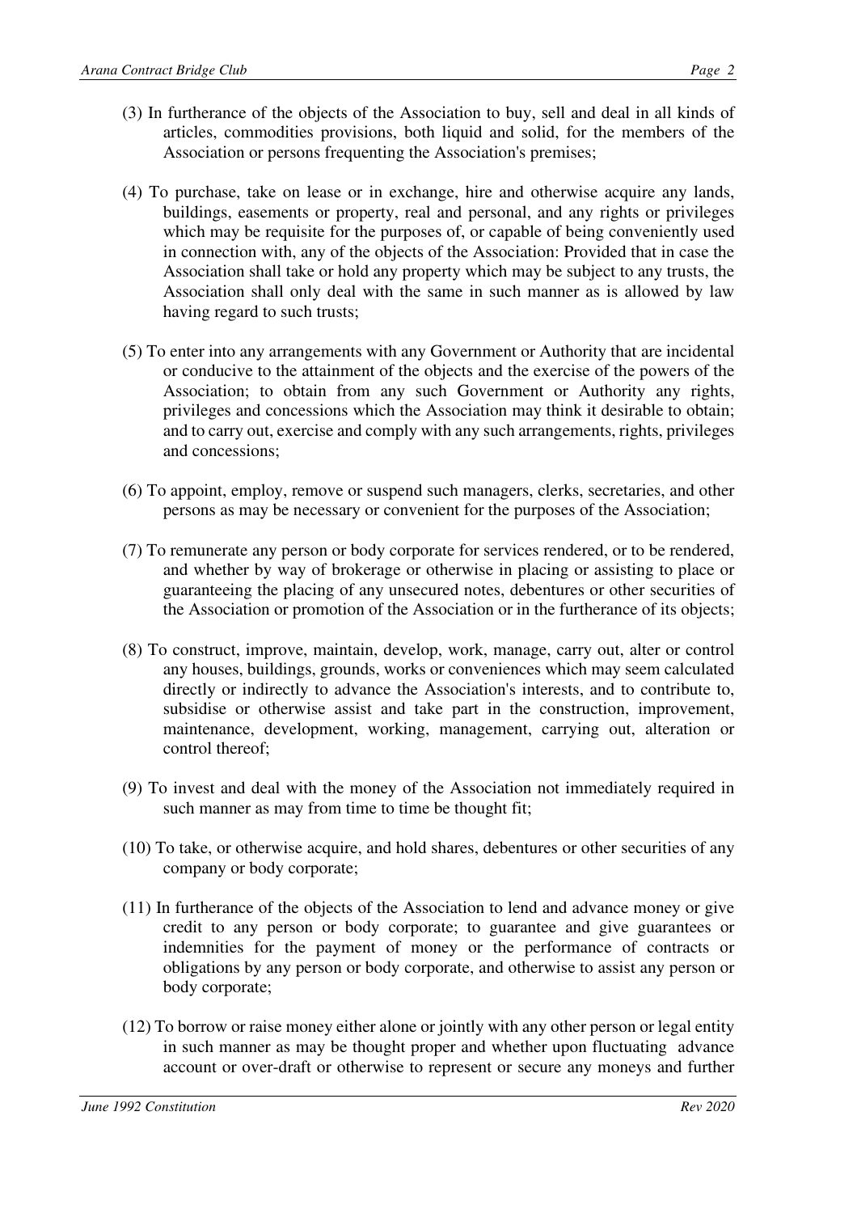(3) In furtherance of the objects of the Association to buy, sell and deal in all kinds of articles, commodities provisions, both liquid and solid, for the members of the Association or persons frequenting the Association's premises;

(4) To purchase, take on lease or in exchange, hire and otherwise acquire any lands, buildings, easements or property, real and personal, and any rights or privileges which may be requisite for the purposes of, or capable of being conveniently used in connection with, any of the objects of the Association: Provided that in case the Association shall take or hold any property which may be subject to any trusts, the Association shall only deal with the same in such manner as is allowed by law having regard to such trusts;

(5) To enter into any arrangements with any Government or Authority that are incidental or conducive to the attainment of the objects and the exercise of the powers of the Association; to obtain from any such Government or Authority any rights, privileges and concessions which the Association may think it desirable to obtain; and to carry out, exercise and comply with any such arrangements, rights, privileges and concessions;

(6) To appoint, employ, remove or suspend such managers, clerks, secretaries, and other persons as may be necessary or convenient for the purposes of the Association;

(7) To remunerate any person or body corporate for services rendered, or to be rendered, and whether by way of brokerage or otherwise in placing or assisting to place or guaranteeing the placing of any unsecured notes, debentures or other securities of the Association or promotion of the Association or in the furtherance of its objects;

(8) To construct, improve, maintain, develop, work, manage, carry out, alter or control any houses, buildings, grounds, works or conveniences which may seem calculated directly or indirectly to advance the Association's interests, and to contribute to, subsidise or otherwise assist and take part in the construction, improvement, maintenance, development, working, management, carrying out, alteration or control thereof;

(9) To invest and deal with the money of the Association not immediately required in such manner as may from time to time be thought fit;

(10) To take, or otherwise acquire, and hold shares, debentures or other securities of any company or body corporate;

(11) In furtherance of the objects of the Association to lend and advance money or give credit to any person or body corporate; to guarantee and give guarantees or indemnities for the payment of money or the performance of contracts or obligations by any person or body corporate, and otherwise to assist any person or body corporate;

(12) To borrow or raise money either alone or jointly with any other person or legal entity in such manner as may be thought proper and whether upon fluctuating advance account or over-draft or otherwise to represent or secure any moneys and further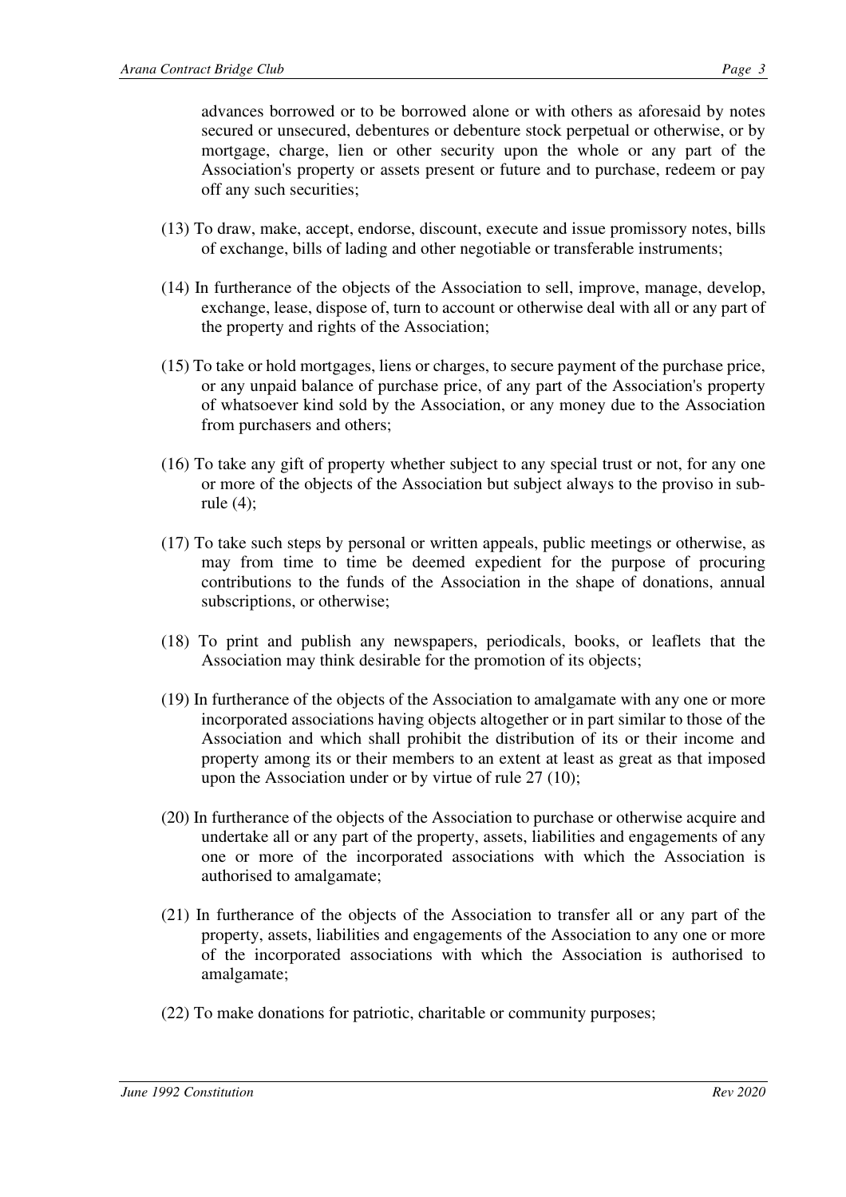advances borrowed or to be borrowed alone or with others as aforesaid by notes secured or unsecured, debentures or debenture stock perpetual or otherwise, or by mortgage, charge, lien or other security upon the whole or any part of the Association's property or assets present or future and to purchase, redeem or pay off any such securities;

(13) To draw, make, accept, endorse, discount, execute and issue promissory notes, bills of exchange, bills of lading and other negotiable or transferable instruments;

(14) In furtherance of the objects of the Association to sell, improve, manage, develop, exchange, lease, dispose of, turn to account or otherwise deal with all or any part of the property and rights of the Association;

(15) To take or hold mortgages, liens or charges, to secure payment of the purchase price, or any unpaid balance of purchase price, of any part of the Association's property of whatsoever kind sold by the Association, or any money due to the Association from purchasers and others;

(16) To take any gift of property whether subject to any special trust or not, for any one or more of the objects of the Association but subject always to the proviso in sub-rule (4);

(17) To take such steps by personal or written appeals, public meetings or otherwise, as may from time to time be deemed expedient for the purpose of procuring contributions to the funds of the Association in the shape of donations, annual subscriptions, or otherwise;

(18) To print and publish any newspapers, periodicals, books, or leaflets that the Association may think desirable for the promotion of its objects;

(19) In furtherance of the objects of the Association to amalgamate with any one or more incorporated associations having objects altogether or in part similar to those of the Association and which shall prohibit the distribution of its or their income and property among its or their members to an extent at least as great as that imposed upon the Association under or by virtue of rule 27 (10);

(20) In furtherance of the objects of the Association to purchase or otherwise acquire and undertake all or any part of the property, assets, liabilities and engagements of any one or more of the incorporated associations with which the Association is authorised to amalgamate;

(21) In furtherance of the objects of the Association to transfer all or any part of the property, assets, liabilities and engagements of the Association to any one or more of the incorporated associations with which the Association is authorised to amalgamate;

(22) To make donations for patriotic, charitable or community purposes;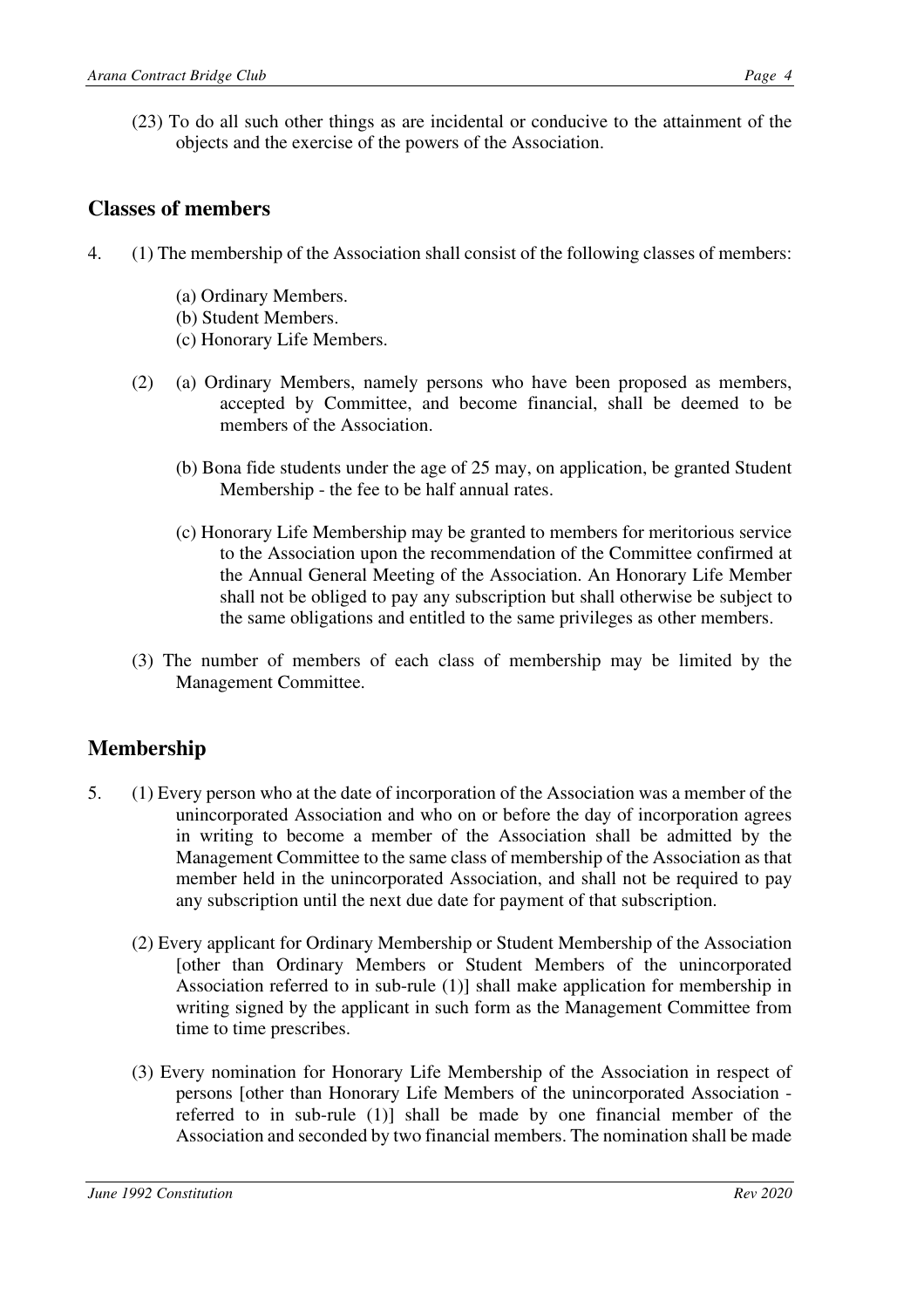(23) To do all such other things as are incidental or conducive to the attainment of the objects and the exercise of the powers of the Association.

## Classes of members

4. (1) The membership of the Association shall consist of the following classes of members:

   (a) Ordinary Members.
   (b) Student Members.
   (c) Honorary Life Members.

   (2) (a) Ordinary Members, namely persons who have been proposed as members, accepted by Committee, and become financial, shall be deemed to be members of the Association.

   (b) Bona fide students under the age of 25 may, on application, be granted Student Membership - the fee to be half annual rates.

   (c) Honorary Life Membership may be granted to members for meritorious service to the Association upon the recommendation of the Committee confirmed at the Annual General Meeting of the Association. An Honorary Life Member shall not be obliged to pay any subscription but shall otherwise be subject to the same obligations and entitled to the same privileges as other members.

   (3) The number of members of each class of membership may be limited by the Management Committee.

## Membership

5. (1) Every person who at the date of incorporation of the Association was a member of the unincorporated Association and who on or before the day of incorporation agrees in writing to become a member of the Association shall be admitted by the Management Committee to the same class of membership of the Association as that member held in the unincorporated Association, and shall not be required to pay any subscription until the next due date for payment of that subscription.

   (2) Every applicant for Ordinary Membership or Student Membership of the Association [other than Ordinary Members or Student Members of the unincorporated Association referred to in sub-rule (1)] shall make application for membership in writing signed by the applicant in such form as the Management Committee from time to time prescribes.

   (3) Every nomination for Honorary Life Membership of the Association in respect of persons [other than Honorary Life Members of the unincorporated Association - referred to in sub-rule (1)] shall be made by one financial member of the Association and seconded by two financial members. The nomination shall be made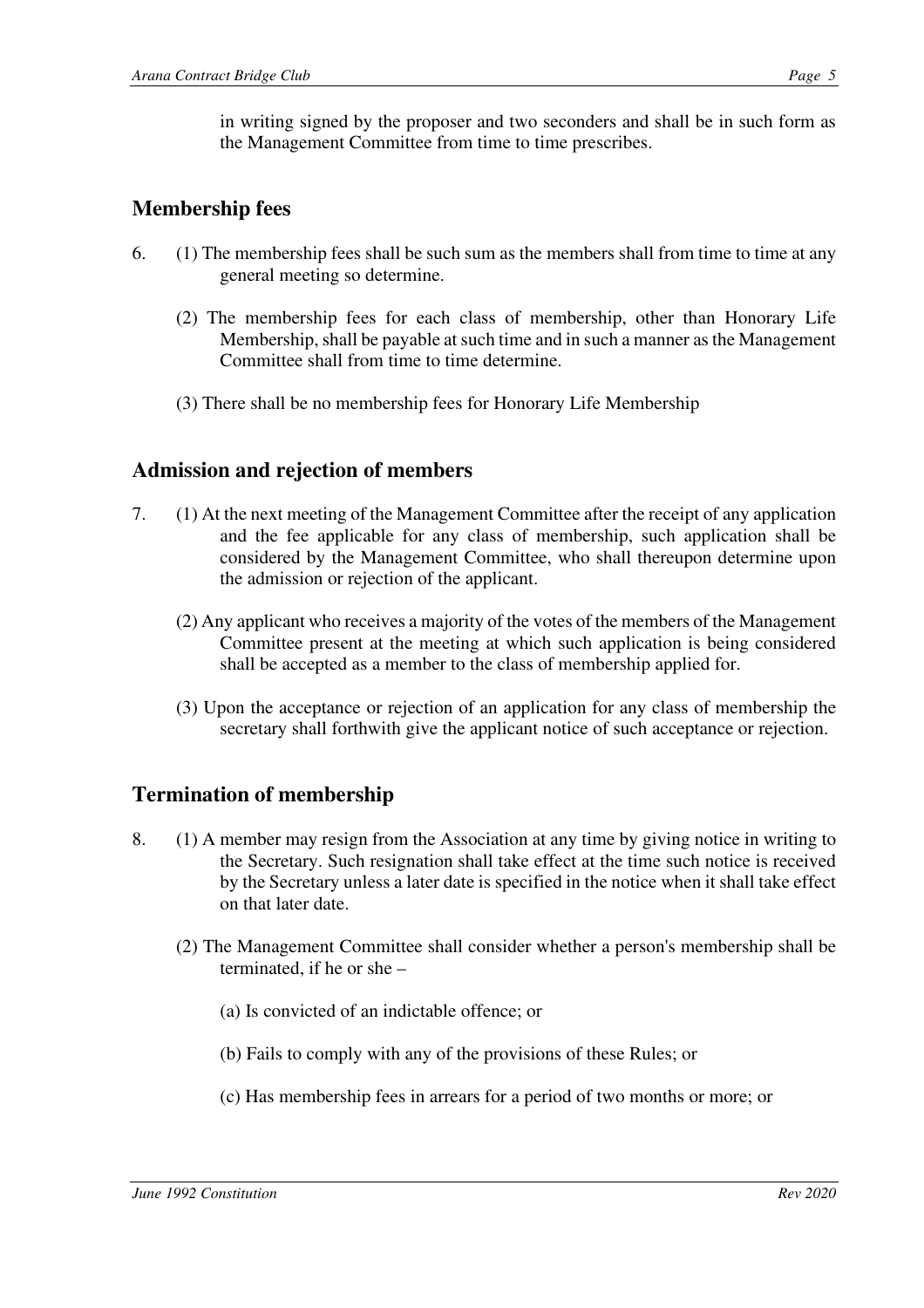in writing signed by the proposer and two seconders and shall be in such form as the Management Committee from time to time prescribes.

## Membership fees

6. (1) The membership fees shall be such sum as the members shall from time to time at any general meeting so determine.

   (2) The membership fees for each class of membership, other than Honorary Life Membership, shall be payable at such time and in such a manner as the Management Committee shall from time to time determine.

   (3) There shall be no membership fees for Honorary Life Membership

## Admission and rejection of members

7. (1) At the next meeting of the Management Committee after the receipt of any application and the fee applicable for any class of membership, such application shall be considered by the Management Committee, who shall thereupon determine upon the admission or rejection of the applicant.

   (2) Any applicant who receives a majority of the votes of the members of the Management Committee present at the meeting at which such application is being considered shall be accepted as a member to the class of membership applied for.

   (3) Upon the acceptance or rejection of an application for any class of membership the secretary shall forthwith give the applicant notice of such acceptance or rejection.

## Termination of membership

8. (1) A member may resign from the Association at any time by giving notice in writing to the Secretary. Such resignation shall take effect at the time such notice is received by the Secretary unless a later date is specified in the notice when it shall take effect on that later date.

   (2) The Management Committee shall consider whether a person's membership shall be terminated, if he or she –

   (a) Is convicted of an indictable offence; or

   (b) Fails to comply with any of the provisions of these Rules; or

   (c) Has membership fees in arrears for a period of two months or more; or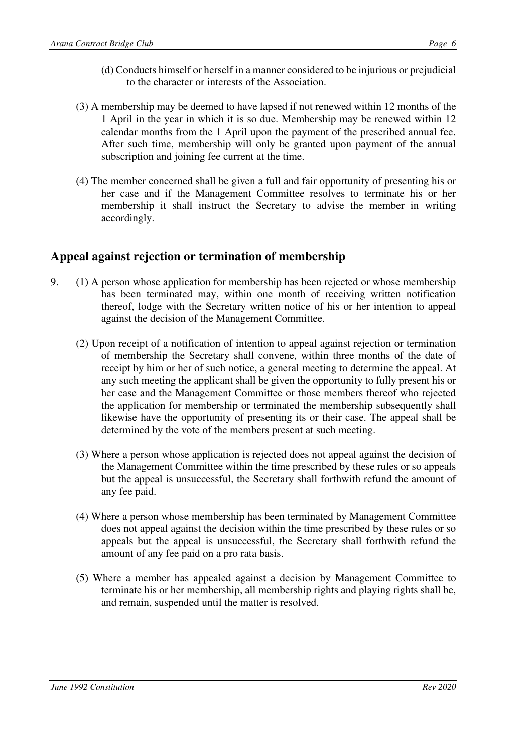(d) Conducts himself or herself in a manner considered to be injurious or prejudicial to the character or interests of the Association.

(3) A membership may be deemed to have lapsed if not renewed within 12 months of the 1 April in the year in which it is so due. Membership may be renewed within 12 calendar months from the 1 April upon the payment of the prescribed annual fee. After such time, membership will only be granted upon payment of the annual subscription and joining fee current at the time.

(4) The member concerned shall be given a full and fair opportunity of presenting his or her case and if the Management Committee resolves to terminate his or her membership it shall instruct the Secretary to advise the member in writing accordingly.

## Appeal against rejection or termination of membership

9. (1) A person whose application for membership has been rejected or whose membership has been terminated may, within one month of receiving written notification thereof, lodge with the Secretary written notice of his or her intention to appeal against the decision of the Management Committee.

(2) Upon receipt of a notification of intention to appeal against rejection or termination of membership the Secretary shall convene, within three months of the date of receipt by him or her of such notice, a general meeting to determine the appeal. At any such meeting the applicant shall be given the opportunity to fully present his or her case and the Management Committee or those members thereof who rejected the application for membership or terminated the membership subsequently shall likewise have the opportunity of presenting its or their case. The appeal shall be determined by the vote of the members present at such meeting.

(3) Where a person whose application is rejected does not appeal against the decision of the Management Committee within the time prescribed by these rules or so appeals but the appeal is unsuccessful, the Secretary shall forthwith refund the amount of any fee paid.

(4) Where a person whose membership has been terminated by Management Committee does not appeal against the decision within the time prescribed by these rules or so appeals but the appeal is unsuccessful, the Secretary shall forthwith refund the amount of any fee paid on a pro rata basis.

(5) Where a member has appealed against a decision by Management Committee to terminate his or her membership, all membership rights and playing rights shall be, and remain, suspended until the matter is resolved.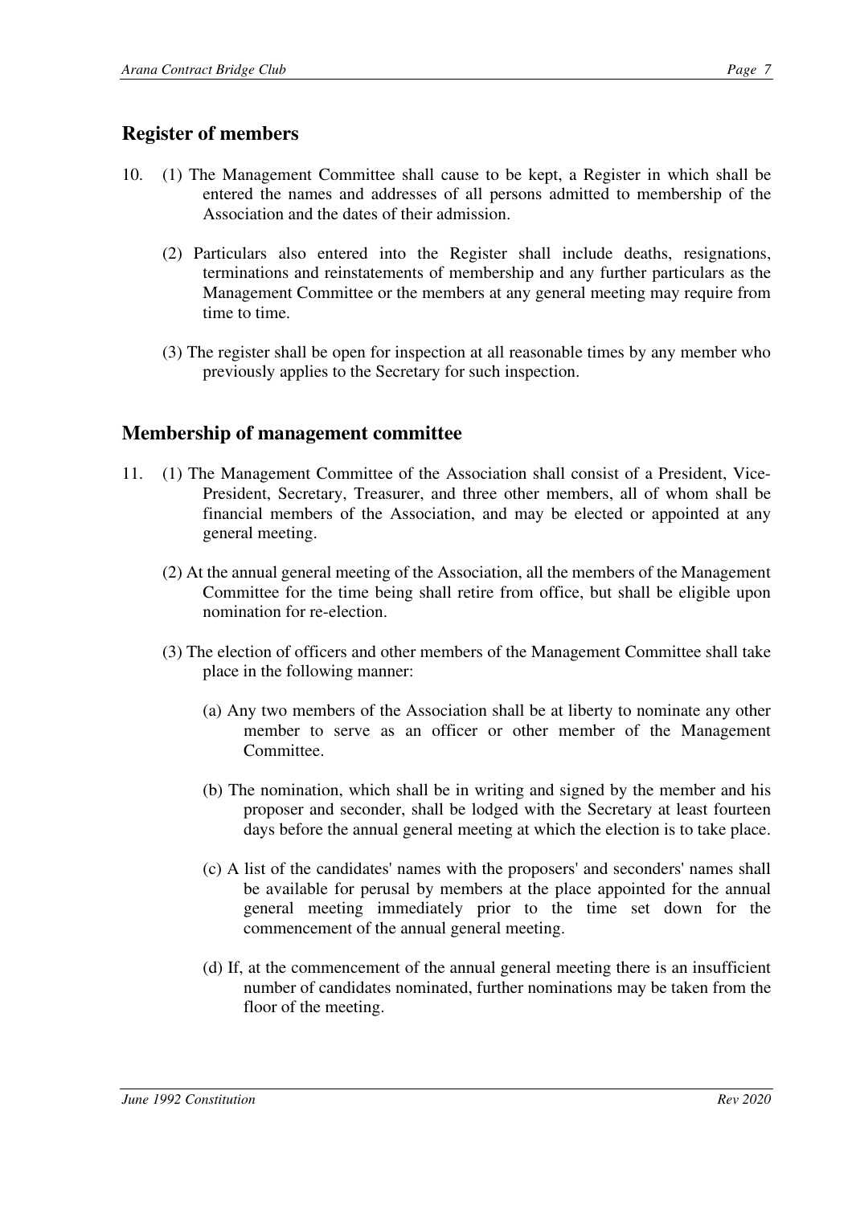## Register of members

10. (1) The Management Committee shall cause to be kept, a Register in which shall be entered the names and addresses of all persons admitted to membership of the Association and the dates of their admission.

    (2) Particulars also entered into the Register shall include deaths, resignations, terminations and reinstatements of membership and any further particulars as the Management Committee or the members at any general meeting may require from time to time.

    (3) The register shall be open for inspection at all reasonable times by any member who previously applies to the Secretary for such inspection.

## Membership of management committee

11. (1) The Management Committee of the Association shall consist of a President, Vice-President, Secretary, Treasurer, and three other members, all of whom shall be financial members of the Association, and may be elected or appointed at any general meeting.

    (2) At the annual general meeting of the Association, all the members of the Management Committee for the time being shall retire from office, but shall be eligible upon nomination for re-election.

    (3) The election of officers and other members of the Management Committee shall take place in the following manner:

    (a) Any two members of the Association shall be at liberty to nominate any other member to serve as an officer or other member of the Management Committee.

    (b) The nomination, which shall be in writing and signed by the member and his proposer and seconder, shall be lodged with the Secretary at least fourteen days before the annual general meeting at which the election is to take place.

    (c) A list of the candidates' names with the proposers' and seconders' names shall be available for perusal by members at the place appointed for the annual general meeting immediately prior to the time set down for the commencement of the annual general meeting.

    (d) If, at the commencement of the annual general meeting there is an insufficient number of candidates nominated, further nominations may be taken from the floor of the meeting.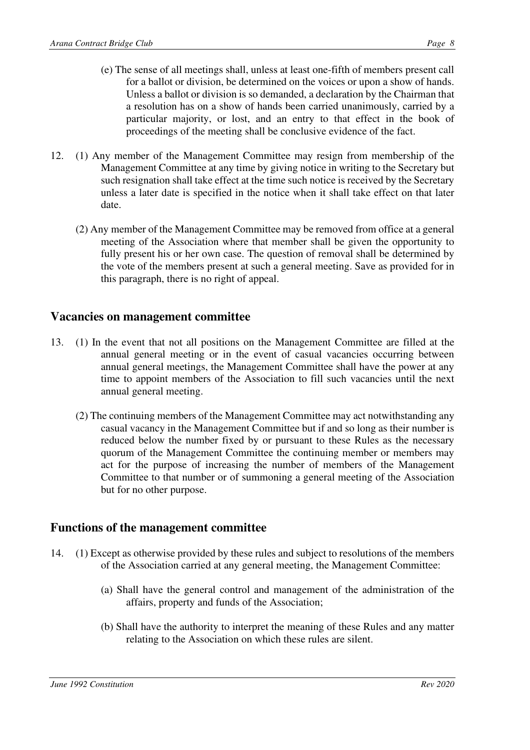(e) The sense of all meetings shall, unless at least one-fifth of members present call for a ballot or division, be determined on the voices or upon a show of hands. Unless a ballot or division is so demanded, a declaration by the Chairman that a resolution has on a show of hands been carried unanimously, carried by a particular majority, or lost, and an entry to that effect in the book of proceedings of the meeting shall be conclusive evidence of the fact.

12. (1) Any member of the Management Committee may resign from membership of the Management Committee at any time by giving notice in writing to the Secretary but such resignation shall take effect at the time such notice is received by the Secretary unless a later date is specified in the notice when it shall take effect on that later date.

(2) Any member of the Management Committee may be removed from office at a general meeting of the Association where that member shall be given the opportunity to fully present his or her own case. The question of removal shall be determined by the vote of the members present at such a general meeting. Save as provided for in this paragraph, there is no right of appeal.

## Vacancies on management committee

13. (1) In the event that not all positions on the Management Committee are filled at the annual general meeting or in the event of casual vacancies occurring between annual general meetings, the Management Committee shall have the power at any time to appoint members of the Association to fill such vacancies until the next annual general meeting.

(2) The continuing members of the Management Committee may act notwithstanding any casual vacancy in the Management Committee but if and so long as their number is reduced below the number fixed by or pursuant to these Rules as the necessary quorum of the Management Committee the continuing member or members may act for the purpose of increasing the number of members of the Management Committee to that number or of summoning a general meeting of the Association but for no other purpose.

## Functions of the management committee

14. (1) Except as otherwise provided by these rules and subject to resolutions of the members of the Association carried at any general meeting, the Management Committee:

(a) Shall have the general control and management of the administration of the affairs, property and funds of the Association;

(b) Shall have the authority to interpret the meaning of these Rules and any matter relating to the Association on which these rules are silent.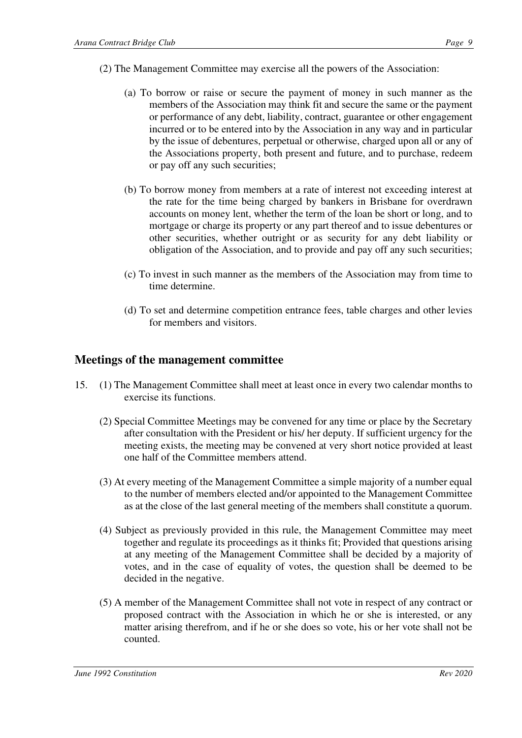(2) The Management Committee may exercise all the powers of the Association:

(a) To borrow or raise or secure the payment of money in such manner as the members of the Association may think fit and secure the same or the payment or performance of any debt, liability, contract, guarantee or other engagement incurred or to be entered into by the Association in any way and in particular by the issue of debentures, perpetual or otherwise, charged upon all or any of the Associations property, both present and future, and to purchase, redeem or pay off any such securities;

(b) To borrow money from members at a rate of interest not exceeding interest at the rate for the time being charged by bankers in Brisbane for overdrawn accounts on money lent, whether the term of the loan be short or long, and to mortgage or charge its property or any part thereof and to issue debentures or other securities, whether outright or as security for any debt liability or obligation of the Association, and to provide and pay off any such securities;

(c) To invest in such manner as the members of the Association may from time to time determine.

(d) To set and determine competition entrance fees, table charges and other levies for members and visitors.

## Meetings of the management committee

15. (1) The Management Committee shall meet at least once in every two calendar months to exercise its functions.

(2) Special Committee Meetings may be convened for any time or place by the Secretary after consultation with the President or his/ her deputy. If sufficient urgency for the meeting exists, the meeting may be convened at very short notice provided at least one half of the Committee members attend.

(3) At every meeting of the Management Committee a simple majority of a number equal to the number of members elected and/or appointed to the Management Committee as at the close of the last general meeting of the members shall constitute a quorum.

(4) Subject as previously provided in this rule, the Management Committee may meet together and regulate its proceedings as it thinks fit; Provided that questions arising at any meeting of the Management Committee shall be decided by a majority of votes, and in the case of equality of votes, the question shall be deemed to be decided in the negative.

(5) A member of the Management Committee shall not vote in respect of any contract or proposed contract with the Association in which he or she is interested, or any matter arising therefrom, and if he or she does so vote, his or her vote shall not be counted.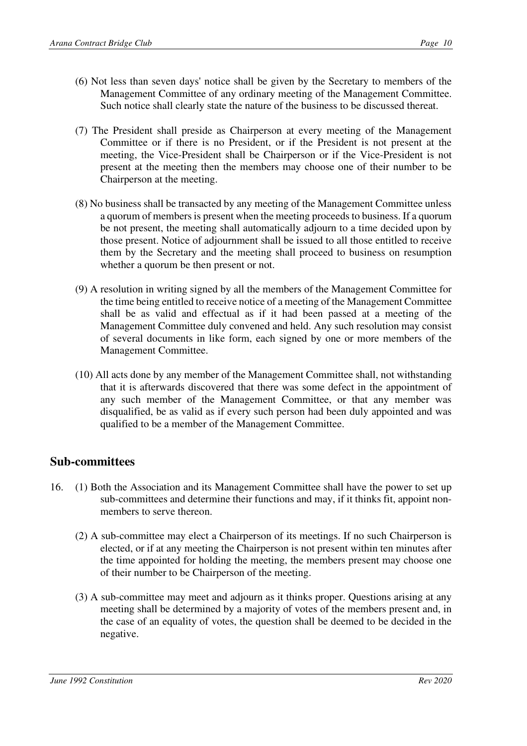(6) Not less than seven days' notice shall be given by the Secretary to members of the Management Committee of any ordinary meeting of the Management Committee. Such notice shall clearly state the nature of the business to be discussed thereat.

(7) The President shall preside as Chairperson at every meeting of the Management Committee or if there is no President, or if the President is not present at the meeting, the Vice-President shall be Chairperson or if the Vice-President is not present at the meeting then the members may choose one of their number to be Chairperson at the meeting.

(8) No business shall be transacted by any meeting of the Management Committee unless a quorum of members is present when the meeting proceeds to business. If a quorum be not present, the meeting shall automatically adjourn to a time decided upon by those present. Notice of adjournment shall be issued to all those entitled to receive them by the Secretary and the meeting shall proceed to business on resumption whether a quorum be then present or not.

(9) A resolution in writing signed by all the members of the Management Committee for the time being entitled to receive notice of a meeting of the Management Committee shall be as valid and effectual as if it had been passed at a meeting of the Management Committee duly convened and held. Any such resolution may consist of several documents in like form, each signed by one or more members of the Management Committee.

(10) All acts done by any member of the Management Committee shall, not withstanding that it is afterwards discovered that there was some defect in the appointment of any such member of the Management Committee, or that any member was disqualified, be as valid as if every such person had been duly appointed and was qualified to be a member of the Management Committee.

## Sub-committees

16. (1) Both the Association and its Management Committee shall have the power to set up sub-committees and determine their functions and may, if it thinks fit, appoint non-members to serve thereon.

(2) A sub-committee may elect a Chairperson of its meetings. If no such Chairperson is elected, or if at any meeting the Chairperson is not present within ten minutes after the time appointed for holding the meeting, the members present may choose one of their number to be Chairperson of the meeting.

(3) A sub-committee may meet and adjourn as it thinks proper. Questions arising at any meeting shall be determined by a majority of votes of the members present and, in the case of an equality of votes, the question shall be deemed to be decided in the negative.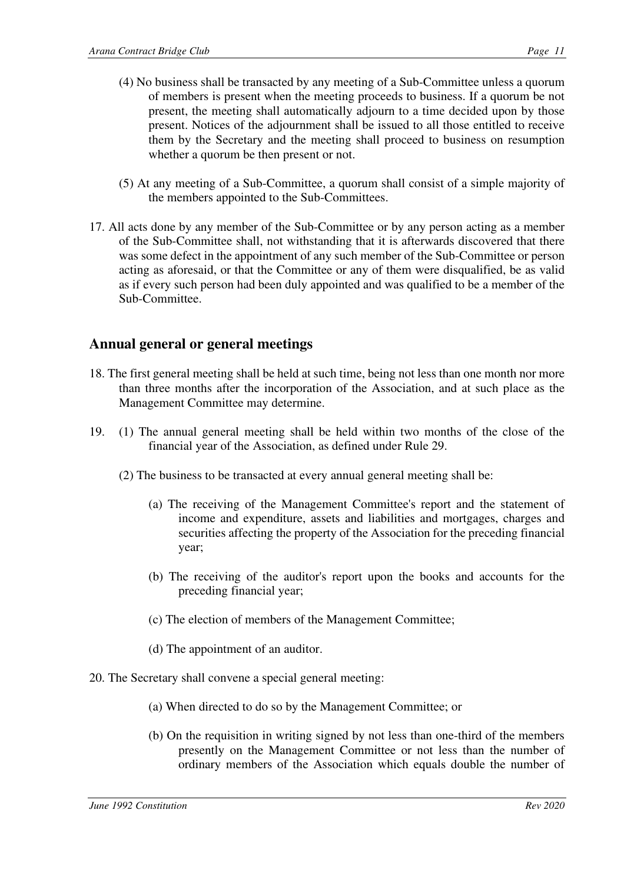(4) No business shall be transacted by any meeting of a Sub-Committee unless a quorum of members is present when the meeting proceeds to business. If a quorum be not present, the meeting shall automatically adjourn to a time decided upon by those present. Notices of the adjournment shall be issued to all those entitled to receive them by the Secretary and the meeting shall proceed to business on resumption whether a quorum be then present or not.

(5) At any meeting of a Sub-Committee, a quorum shall consist of a simple majority of the members appointed to the Sub-Committees.

17. All acts done by any member of the Sub-Committee or by any person acting as a member of the Sub-Committee shall, not withstanding that it is afterwards discovered that there was some defect in the appointment of any such member of the Sub-Committee or person acting as aforesaid, or that the Committee or any of them were disqualified, be as valid as if every such person had been duly appointed and was qualified to be a member of the Sub-Committee.

## Annual general or general meetings

18. The first general meeting shall be held at such time, being not less than one month nor more than three months after the incorporation of the Association, and at such place as the Management Committee may determine.

19. (1) The annual general meeting shall be held within two months of the close of the financial year of the Association, as defined under Rule 29.

(2) The business to be transacted at every annual general meeting shall be:

(a) The receiving of the Management Committee's report and the statement of income and expenditure, assets and liabilities and mortgages, charges and securities affecting the property of the Association for the preceding financial year;

(b) The receiving of the auditor's report upon the books and accounts for the preceding financial year;

(c) The election of members of the Management Committee;

(d) The appointment of an auditor.

20. The Secretary shall convene a special general meeting:

(a) When directed to do so by the Management Committee; or

(b) On the requisition in writing signed by not less than one-third of the members presently on the Management Committee or not less than the number of ordinary members of the Association which equals double the number of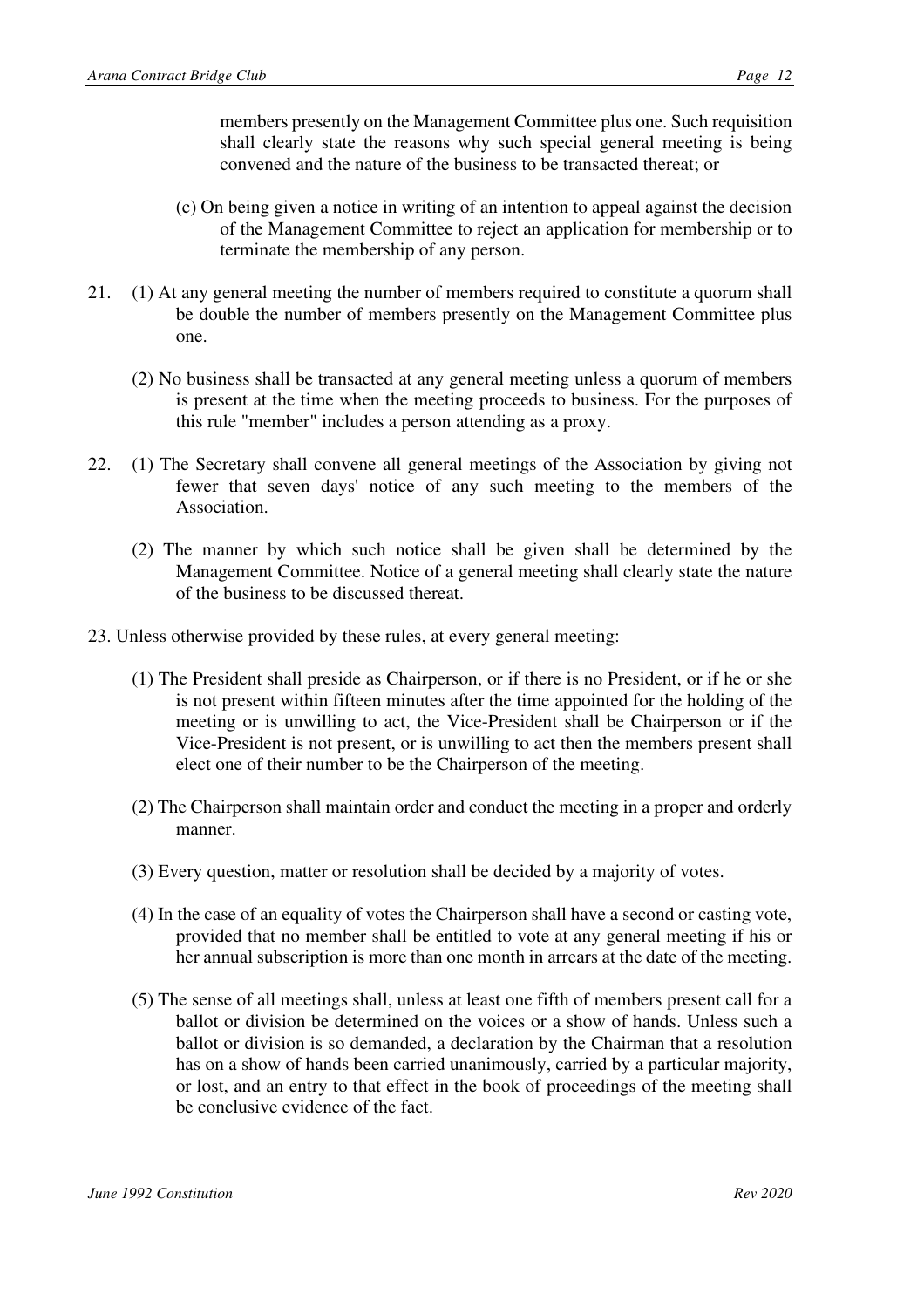members presently on the Management Committee plus one. Such requisition shall clearly state the reasons why such special general meeting is being convened and the nature of the business to be transacted thereat; or

(c) On being given a notice in writing of an intention to appeal against the decision of the Management Committee to reject an application for membership or to terminate the membership of any person.

21. (1) At any general meeting the number of members required to constitute a quorum shall be double the number of members presently on the Management Committee plus one.

(2) No business shall be transacted at any general meeting unless a quorum of members is present at the time when the meeting proceeds to business. For the purposes of this rule "member" includes a person attending as a proxy.

22. (1) The Secretary shall convene all general meetings of the Association by giving not fewer that seven days' notice of any such meeting to the members of the Association.

(2) The manner by which such notice shall be given shall be determined by the Management Committee. Notice of a general meeting shall clearly state the nature of the business to be discussed thereat.

23. Unless otherwise provided by these rules, at every general meeting:

(1) The President shall preside as Chairperson, or if there is no President, or if he or she is not present within fifteen minutes after the time appointed for the holding of the meeting or is unwilling to act, the Vice-President shall be Chairperson or if the Vice-President is not present, or is unwilling to act then the members present shall elect one of their number to be the Chairperson of the meeting.

(2) The Chairperson shall maintain order and conduct the meeting in a proper and orderly manner.

(3) Every question, matter or resolution shall be decided by a majority of votes.

(4) In the case of an equality of votes the Chairperson shall have a second or casting vote, provided that no member shall be entitled to vote at any general meeting if his or her annual subscription is more than one month in arrears at the date of the meeting.

(5) The sense of all meetings shall, unless at least one fifth of members present call for a ballot or division be determined on the voices or a show of hands. Unless such a ballot or division is so demanded, a declaration by the Chairman that a resolution has on a show of hands been carried unanimously, carried by a particular majority, or lost, and an entry to that effect in the book of proceedings of the meeting shall be conclusive evidence of the fact.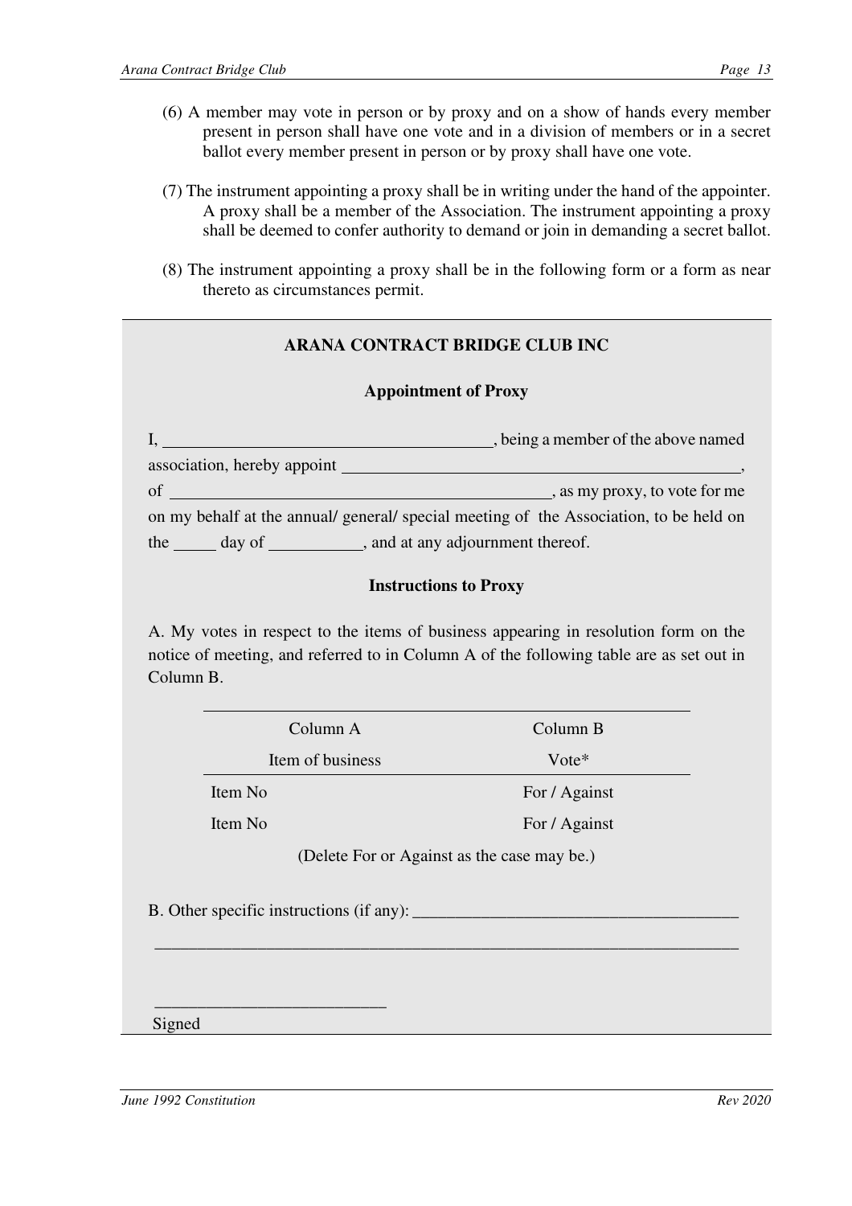(6) A member may vote in person or by proxy and on a show of hands every member present in person shall have one vote and in a division of members or in a secret ballot every member present in person or by proxy shall have one vote.

(7) The instrument appointing a proxy shall be in writing under the hand of the appointer. A proxy shall be a member of the Association. The instrument appointing a proxy shall be deemed to confer authority to demand or join in demanding a secret ballot.

(8) The instrument appointing a proxy shall be in the following form or a form as near thereto as circumstances permit.

---

**ARANA CONTRACT BRIDGE CLUB INC**

**Appointment of Proxy**

I, ________________________________________, being a member of the above named association, hereby appoint ________________________________________________, of _______________________________________________, as my proxy, to vote for me on my behalf at the annual/ general/ special meeting of the Association, to be held on the _____ day of ___________, and at any adjournment thereof.

**Instructions to Proxy**

A. My votes in respect to the items of business appearing in resolution form on the notice of meeting, and referred to in Column A of the following table are as set out in Column B.

| Column A<br>Item of business | Column B<br>Vote* |
|---|---|
| Item No | For / Against |
| Item No | For / Against |

(Delete For or Against as the case may be.)

B. Other specific instructions (if any): _____________________________________

______________________________________________________________________

___________________________

Signed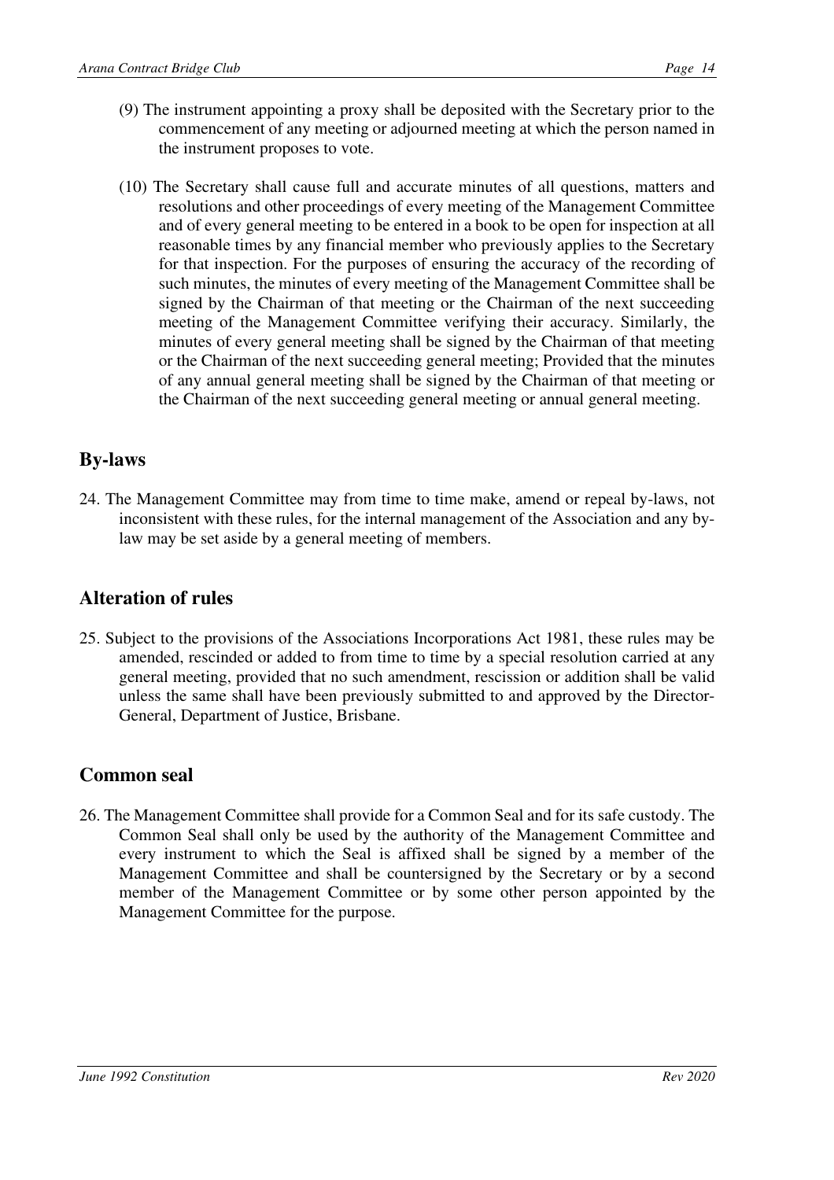(9) The instrument appointing a proxy shall be deposited with the Secretary prior to the commencement of any meeting or adjourned meeting at which the person named in the instrument proposes to vote.

(10) The Secretary shall cause full and accurate minutes of all questions, matters and resolutions and other proceedings of every meeting of the Management Committee and of every general meeting to be entered in a book to be open for inspection at all reasonable times by any financial member who previously applies to the Secretary for that inspection. For the purposes of ensuring the accuracy of the recording of such minutes, the minutes of every meeting of the Management Committee shall be signed by the Chairman of that meeting or the Chairman of the next succeeding meeting of the Management Committee verifying their accuracy. Similarly, the minutes of every general meeting shall be signed by the Chairman of that meeting or the Chairman of the next succeeding general meeting; Provided that the minutes of any annual general meeting shall be signed by the Chairman of that meeting or the Chairman of the next succeeding general meeting or annual general meeting.

## By-laws

24. The Management Committee may from time to time make, amend or repeal by-laws, not inconsistent with these rules, for the internal management of the Association and any by-law may be set aside by a general meeting of members.

## Alteration of rules

25. Subject to the provisions of the Associations Incorporations Act 1981, these rules may be amended, rescinded or added to from time to time by a special resolution carried at any general meeting, provided that no such amendment, rescission or addition shall be valid unless the same shall have been previously submitted to and approved by the Director-General, Department of Justice, Brisbane.

## Common seal

26. The Management Committee shall provide for a Common Seal and for its safe custody. The Common Seal shall only be used by the authority of the Management Committee and every instrument to which the Seal is affixed shall be signed by a member of the Management Committee and shall be countersigned by the Secretary or by a second member of the Management Committee or by some other person appointed by the Management Committee for the purpose.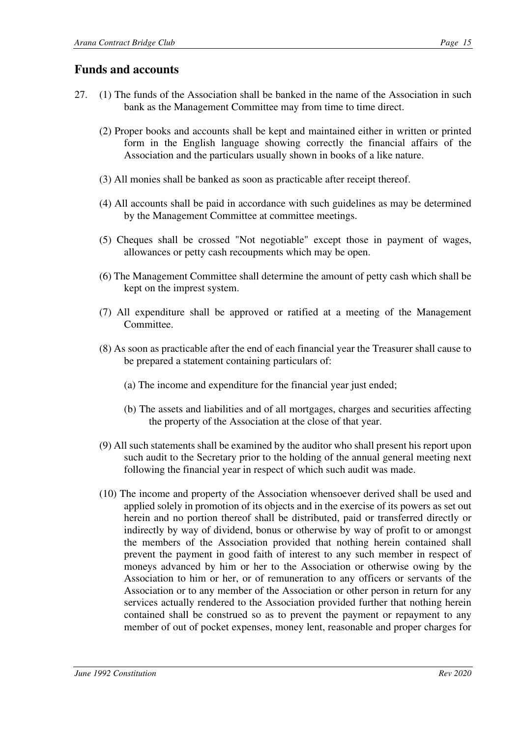## Funds and accounts

27. (1) The funds of the Association shall be banked in the name of the Association in such bank as the Management Committee may from time to time direct.

    (2) Proper books and accounts shall be kept and maintained either in written or printed form in the English language showing correctly the financial affairs of the Association and the particulars usually shown in books of a like nature.

    (3) All monies shall be banked as soon as practicable after receipt thereof.

    (4) All accounts shall be paid in accordance with such guidelines as may be determined by the Management Committee at committee meetings.

    (5) Cheques shall be crossed "Not negotiable" except those in payment of wages, allowances or petty cash recoupments which may be open.

    (6) The Management Committee shall determine the amount of petty cash which shall be kept on the imprest system.

    (7) All expenditure shall be approved or ratified at a meeting of the Management Committee.

    (8) As soon as practicable after the end of each financial year the Treasurer shall cause to be prepared a statement containing particulars of:

    (a) The income and expenditure for the financial year just ended;

    (b) The assets and liabilities and of all mortgages, charges and securities affecting the property of the Association at the close of that year.

    (9) All such statements shall be examined by the auditor who shall present his report upon such audit to the Secretary prior to the holding of the annual general meeting next following the financial year in respect of which such audit was made.

    (10) The income and property of the Association whensoever derived shall be used and applied solely in promotion of its objects and in the exercise of its powers as set out herein and no portion thereof shall be distributed, paid or transferred directly or indirectly by way of dividend, bonus or otherwise by way of profit to or amongst the members of the Association provided that nothing herein contained shall prevent the payment in good faith of interest to any such member in respect of moneys advanced by him or her to the Association or otherwise owing by the Association to him or her, or of remuneration to any officers or servants of the Association or to any member of the Association or other person in return for any services actually rendered to the Association provided further that nothing herein contained shall be construed so as to prevent the payment or repayment to any member of out of pocket expenses, money lent, reasonable and proper charges for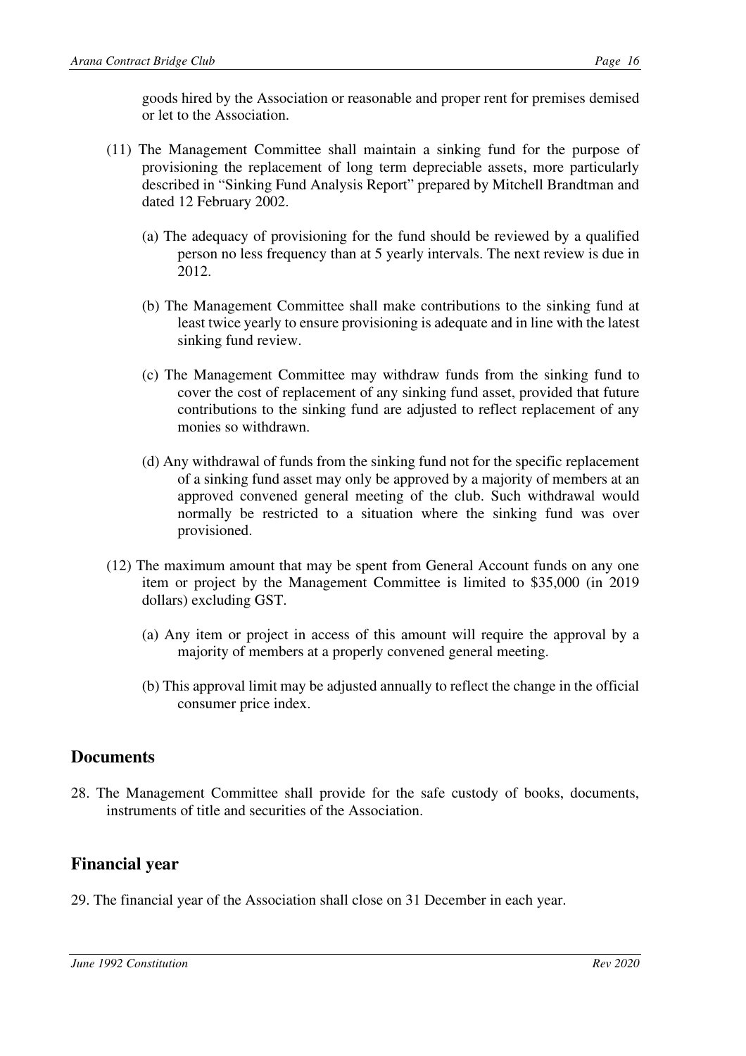goods hired by the Association or reasonable and proper rent for premises demised or let to the Association.

(11) The Management Committee shall maintain a sinking fund for the purpose of provisioning the replacement of long term depreciable assets, more particularly described in "Sinking Fund Analysis Report" prepared by Mitchell Brandtman and dated 12 February 2002.

(a) The adequacy of provisioning for the fund should be reviewed by a qualified person no less frequency than at 5 yearly intervals. The next review is due in 2012.

(b) The Management Committee shall make contributions to the sinking fund at least twice yearly to ensure provisioning is adequate and in line with the latest sinking fund review.

(c) The Management Committee may withdraw funds from the sinking fund to cover the cost of replacement of any sinking fund asset, provided that future contributions to the sinking fund are adjusted to reflect replacement of any monies so withdrawn.

(d) Any withdrawal of funds from the sinking fund not for the specific replacement of a sinking fund asset may only be approved by a majority of members at an approved convened general meeting of the club. Such withdrawal would normally be restricted to a situation where the sinking fund was over provisioned.

(12) The maximum amount that may be spent from General Account funds on any one item or project by the Management Committee is limited to $35,000 (in 2019 dollars) excluding GST.

(a) Any item or project in access of this amount will require the approval by a majority of members at a properly convened general meeting.

(b) This approval limit may be adjusted annually to reflect the change in the official consumer price index.

## Documents

28. The Management Committee shall provide for the safe custody of books, documents, instruments of title and securities of the Association.

## Financial year

29. The financial year of the Association shall close on 31 December in each year.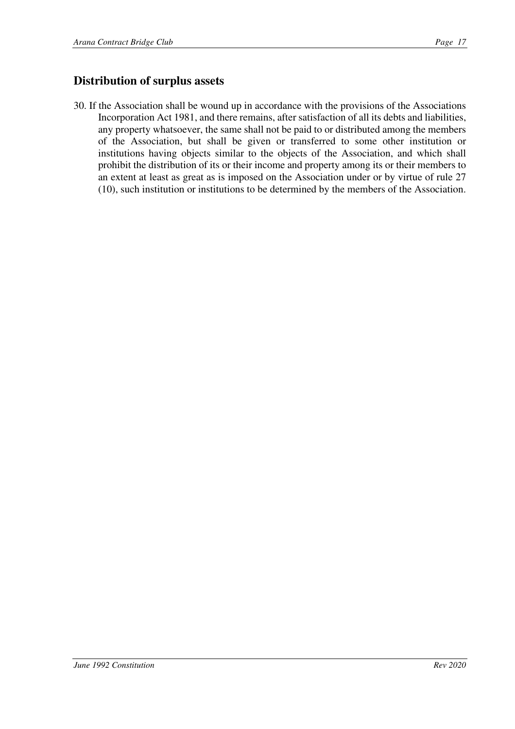## Distribution of surplus assets

30. If the Association shall be wound up in accordance with the provisions of the Associations Incorporation Act 1981, and there remains, after satisfaction of all its debts and liabilities, any property whatsoever, the same shall not be paid to or distributed among the members of the Association, but shall be given or transferred to some other institution or institutions having objects similar to the objects of the Association, and which shall prohibit the distribution of its or their income and property among its or their members to an extent at least as great as is imposed on the Association under or by virtue of rule 27 (10), such institution or institutions to be determined by the members of the Association.